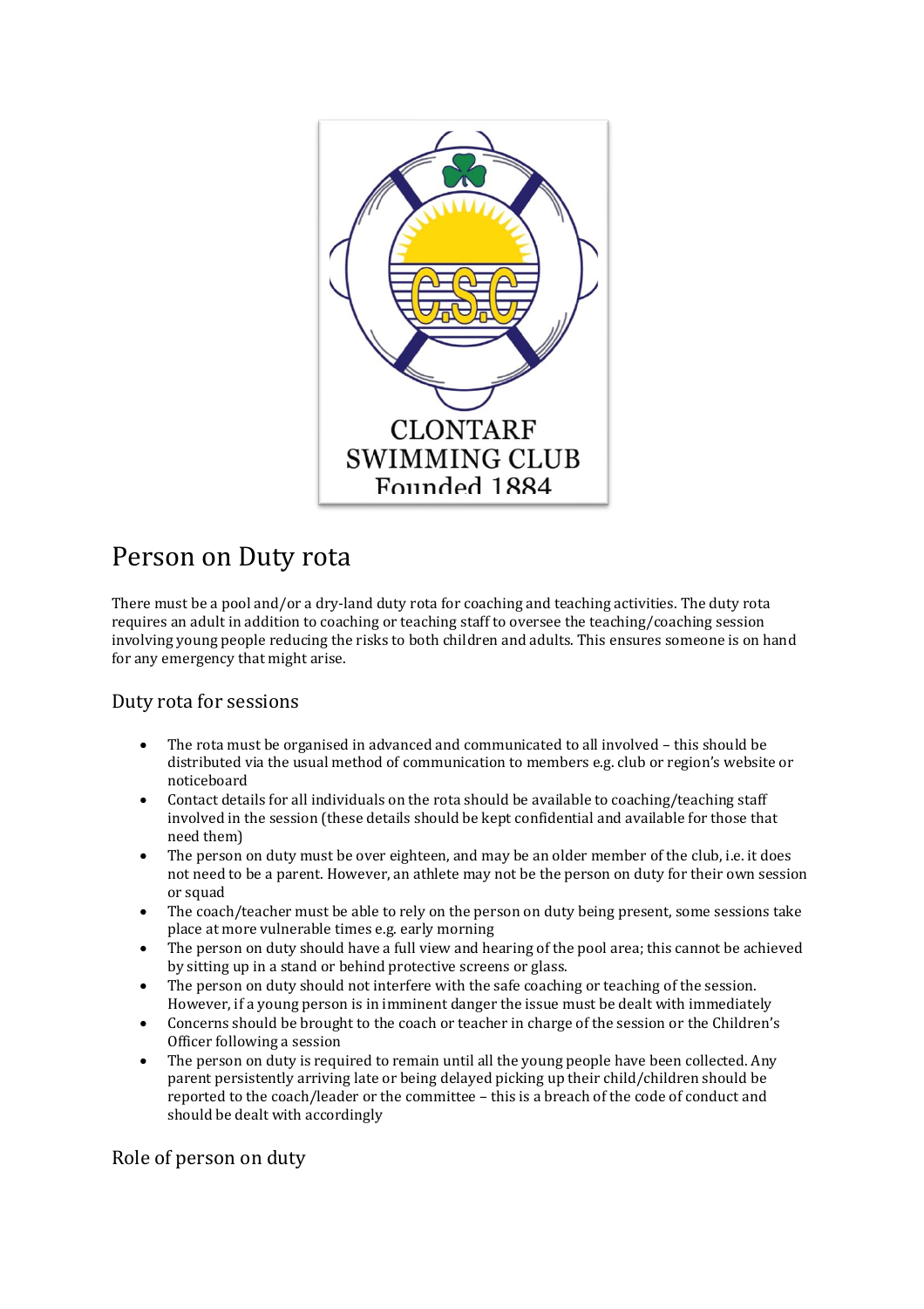# Person on Duty rota

There must be a pool and/or a dry-land duty rota for coaching and teaching activities. The duty rota requires an adult in addition to coaching or teaching staff to oversee the teaching/coaching session involving young people reducing the risks to both children and adults. This ensures someone is on hand for any emergency that might arise.

## Duty rota for sessions

- The rota must be organised in advanced and communicated to all involved – this should be distributed via the usual method of communication to members e.g. club or region's website or noticeboard
- Contact details for all individuals on the rota should be available to coaching/teaching staff involved in the session (these details should be kept confidential and available for those that need them)
- The person on duty must be over eighteen, and may be an older member of the club, i.e. it does not need to be a parent. However, an athlete may not be the person on duty for their own session or squad
- The coach/teacher must be able to rely on the person on duty being present, some sessions take place at more vulnerable times e.g. early morning
- The person on duty should have a full view and hearing of the pool area; this cannot be achieved by sitting up in a stand or behind protective screens or glass.
- The person on duty should not interfere with the safe coaching or teaching of the session. However, if a young person is in imminent danger the issue must be dealt with immediately
- Concerns should be brought to the coach or teacher in charge of the session or the Children's Officer following a session
- The person on duty is required to remain until all the young people have been collected. Any parent persistently arriving late or being delayed picking up their child/children should be reported to the coach/leader or the committee – this is a breach of the code of conduct and should be dealt with accordingly

## Role of person on duty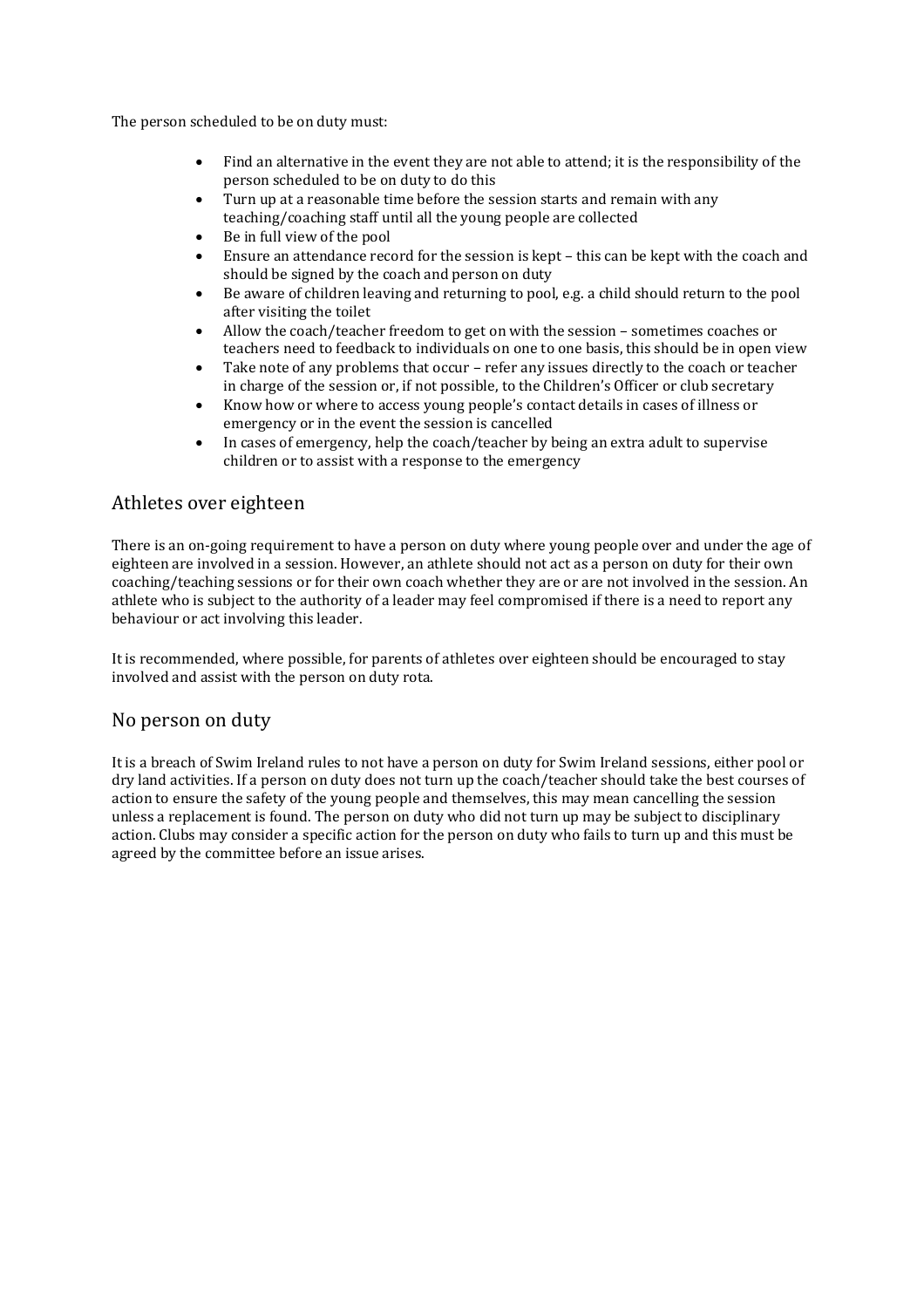The person scheduled to be on duty must:

- Find an alternative in the event they are not able to attend; it is the responsibility of the person scheduled to be on duty to do this
- Turn up at a reasonable time before the session starts and remain with any teaching/coaching staff until all the young people are collected
- Be in full view of the pool
- Ensure an attendance record for the session is kept – this can be kept with the coach and should be signed by the coach and person on duty
- Be aware of children leaving and returning to pool, e.g. a child should return to the pool after visiting the toilet
- Allow the coach/teacher freedom to get on with the session – sometimes coaches or teachers need to feedback to individuals on one to one basis, this should be in open view
- Take note of any problems that occur – refer any issues directly to the coach or teacher in charge of the session or, if not possible, to the Children's Officer or club secretary
- Know how or where to access young people's contact details in cases of illness or emergency or in the event the session is cancelled
- In cases of emergency, help the coach/teacher by being an extra adult to supervise children or to assist with a response to the emergency

## Athletes over eighteen

There is an on-going requirement to have a person on duty where young people over and under the age of eighteen are involved in a session. However, an athlete should not act as a person on duty for their own coaching/teaching sessions or for their own coach whether they are or are not involved in the session. An athlete who is subject to the authority of a leader may feel compromised if there is a need to report any behaviour or act involving this leader.

It is recommended, where possible, for parents of athletes over eighteen should be encouraged to stay involved and assist with the person on duty rota.

## No person on duty

It is a breach of Swim Ireland rules to not have a person on duty for Swim Ireland sessions, either pool or dry land activities. If a person on duty does not turn up the coach/teacher should take the best courses of action to ensure the safety of the young people and themselves, this may mean cancelling the session unless a replacement is found. The person on duty who did not turn up may be subject to disciplinary action. Clubs may consider a specific action for the person on duty who fails to turn up and this must be agreed by the committee before an issue arises.